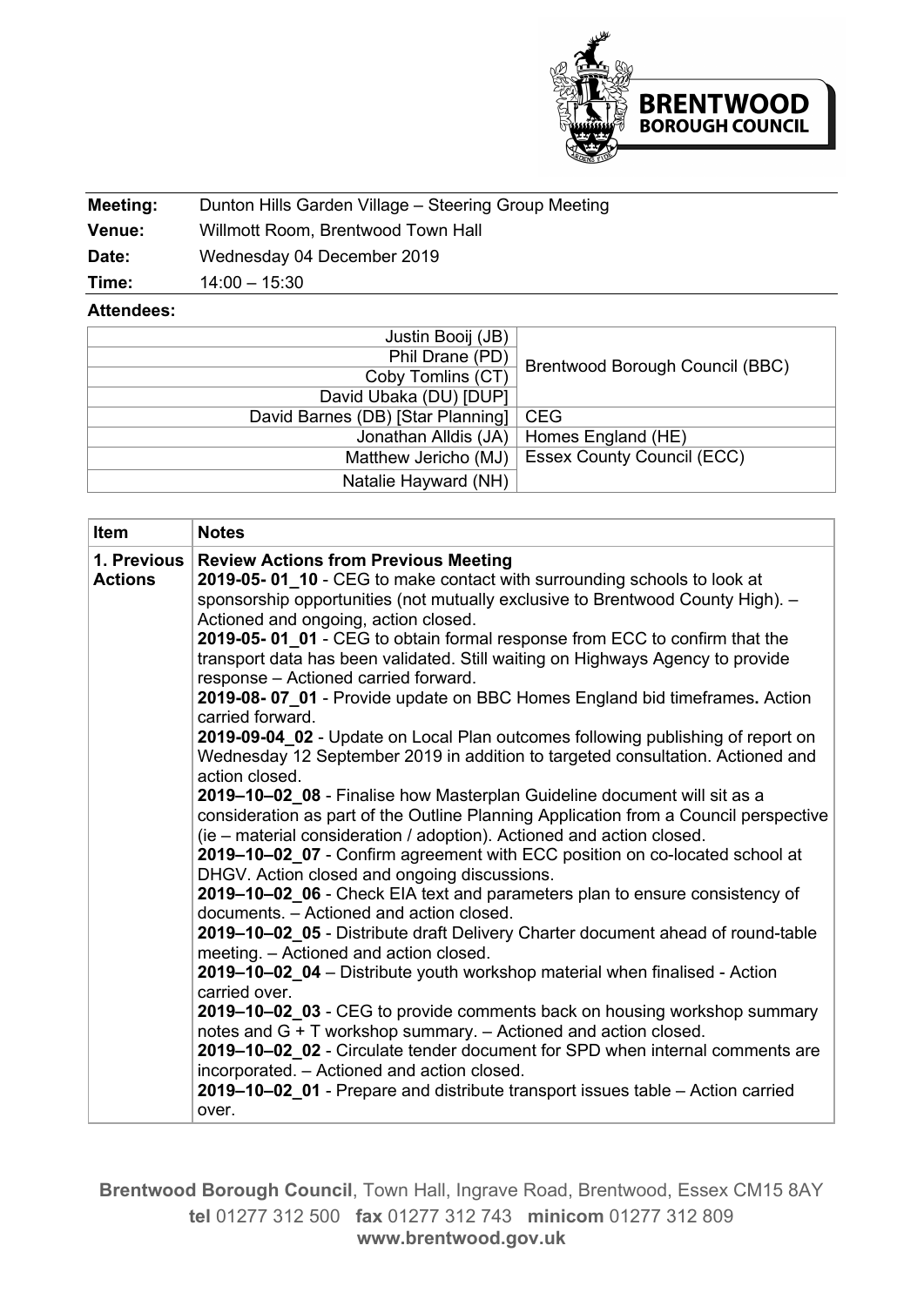**BRENTWOOD BOROUGH COUNCIL**

| | |
|---|---|
| **Meeting:** | Dunton Hills Garden Village – Steering Group Meeting |
| **Venue:** | Willmott Room, Brentwood Town Hall |
| **Date:** | Wednesday 04 December 2019 |
| **Time:** | 14:00 – 15:30 |

**Attendees:**

| | |
|---|---|
| Justin Booij (JB) | Brentwood Borough Council (BBC) |
| Phil Drane (PD) | |
| Coby Tomlins (CT) | |
| David Ubaka (DU) [DUP] | |
| David Barnes (DB) [Star Planning] | CEG |
| Jonathan Alldis (JA) | Homes England (HE) |
| Matthew Jericho (MJ) | Essex County Council (ECC) |
| Natalie Hayward (NH) | |

| Item | Notes |
|---|---|
| **1. Previous Actions** | **Review Actions from Previous Meeting**<br>**2019-05- 01_10** - CEG to make contact with surrounding schools to look at sponsorship opportunities (not mutually exclusive to Brentwood County High). – Actioned and ongoing, action closed.<br>**2019-05- 01_01** - CEG to obtain formal response from ECC to confirm that the transport data has been validated. Still waiting on Highways Agency to provide response – Actioned carried forward.<br>**2019-08- 07_01** - Provide update on BBC Homes England bid timeframes**.** Action carried forward.<br>**2019-09-04_02** - Update on Local Plan outcomes following publishing of report on Wednesday 12 September 2019 in addition to targeted consultation. Actioned and action closed.<br>**2019–10–02_08** - Finalise how Masterplan Guideline document will sit as a consideration as part of the Outline Planning Application from a Council perspective (ie – material consideration / adoption). Actioned and action closed.<br>**2019–10–02_07** - Confirm agreement with ECC position on co-located school at DHGV. Action closed and ongoing discussions.<br>**2019–10–02_06** - Check EIA text and parameters plan to ensure consistency of documents. – Actioned and action closed.<br>**2019–10–02_05** - Distribute draft Delivery Charter document ahead of round-table meeting. – Actioned and action closed.<br>**2019–10–02_04** – Distribute youth workshop material when finalised - Action carried over.<br>**2019–10–02_03** - CEG to provide comments back on housing workshop summary notes and G + T workshop summary. – Actioned and action closed.<br>**2019–10–02_02** - Circulate tender document for SPD when internal comments are incorporated. – Actioned and action closed.<br>**2019–10–02_01** - Prepare and distribute transport issues table – Action carried over. |

**Brentwood Borough Council**, Town Hall, Ingrave Road, Brentwood, Essex CM15 8AY
**tel** 01277 312 500 **fax** 01277 312 743 **minicom** 01277 312 809
**www.brentwood.gov.uk**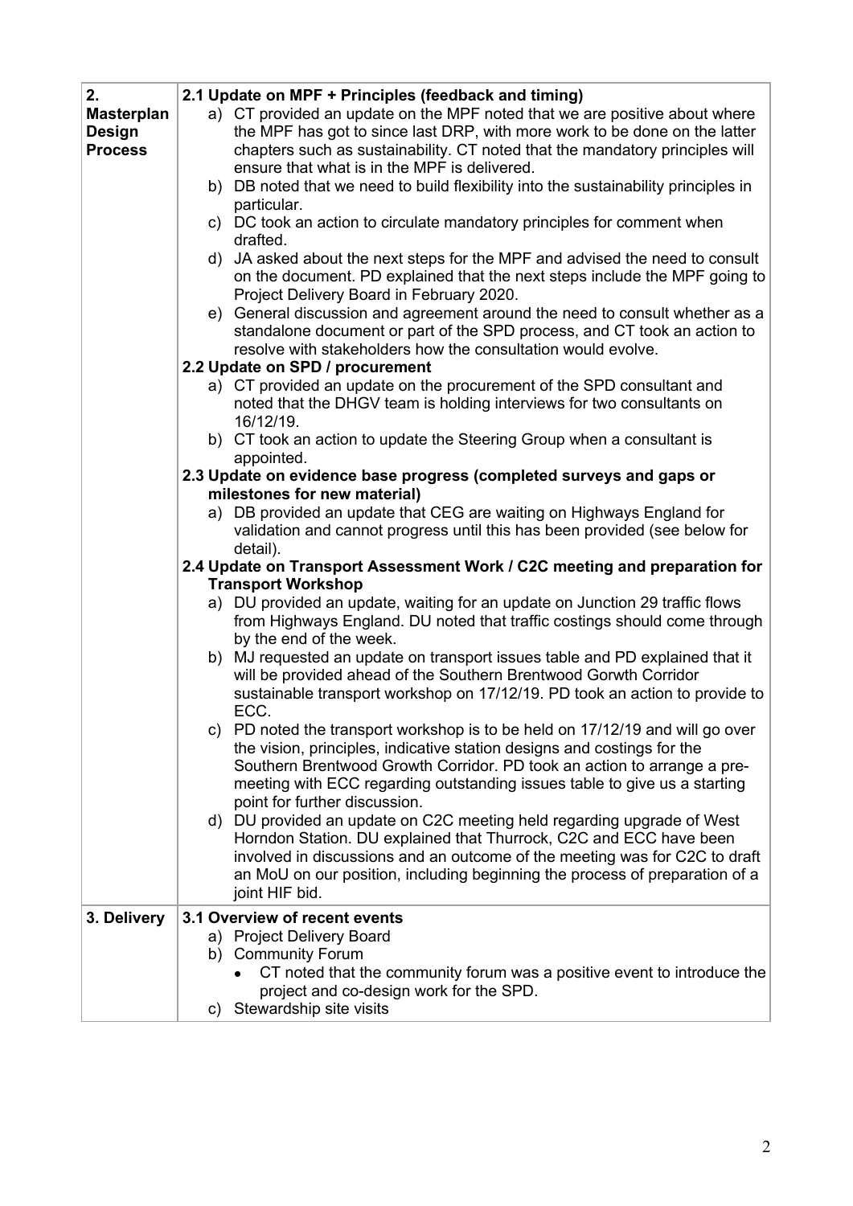| | |
|---|---|
| **2. Masterplan Design Process** | **2.1 Update on MPF + Principles (feedback and timing)**<br>a) CT provided an update on the MPF noted that we are positive about where the MPF has got to since last DRP, with more work to be done on the latter chapters such as sustainability. CT noted that the mandatory principles will ensure that what is in the MPF is delivered.<br>b) DB noted that we need to build flexibility into the sustainability principles in particular.<br>c) DC took an action to circulate mandatory principles for comment when drafted.<br>d) JA asked about the next steps for the MPF and advised the need to consult on the document. PD explained that the next steps include the MPF going to Project Delivery Board in February 2020.<br>e) General discussion and agreement around the need to consult whether as a standalone document or part of the SPD process, and CT took an action to resolve with stakeholders how the consultation would evolve.<br>**2.2 Update on SPD / procurement**<br>a) CT provided an update on the procurement of the SPD consultant and noted that the DHGV team is holding interviews for two consultants on 16/12/19.<br>b) CT took an action to update the Steering Group when a consultant is appointed.<br>**2.3 Update on evidence base progress (completed surveys and gaps or milestones for new material)**<br>a) DB provided an update that CEG are waiting on Highways England for validation and cannot progress until this has been provided (see below for detail).<br>**2.4 Update on Transport Assessment Work / C2C meeting and preparation for Transport Workshop**<br>a) DU provided an update, waiting for an update on Junction 29 traffic flows from Highways England. DU noted that traffic costings should come through by the end of the week.<br>b) MJ requested an update on transport issues table and PD explained that it will be provided ahead of the Southern Brentwood Gorwth Corridor sustainable transport workshop on 17/12/19. PD took an action to provide to ECC.<br>c) PD noted the transport workshop is to be held on 17/12/19 and will go over the vision, principles, indicative station designs and costings for the Southern Brentwood Growth Corridor. PD took an action to arrange a pre-meeting with ECC regarding outstanding issues table to give us a starting point for further discussion.<br>d) DU provided an update on C2C meeting held regarding upgrade of West Horndon Station. DU explained that Thurrock, C2C and ECC have been involved in discussions and an outcome of the meeting was for C2C to draft an MoU on our position, including beginning the process of preparation of a joint HIF bid. |
| **3. Delivery** | **3.1 Overview of recent events**<br>a) Project Delivery Board<br>b) Community Forum<br>• CT noted that the community forum was a positive event to introduce the project and co-design work for the SPD.<br>c) Stewardship site visits |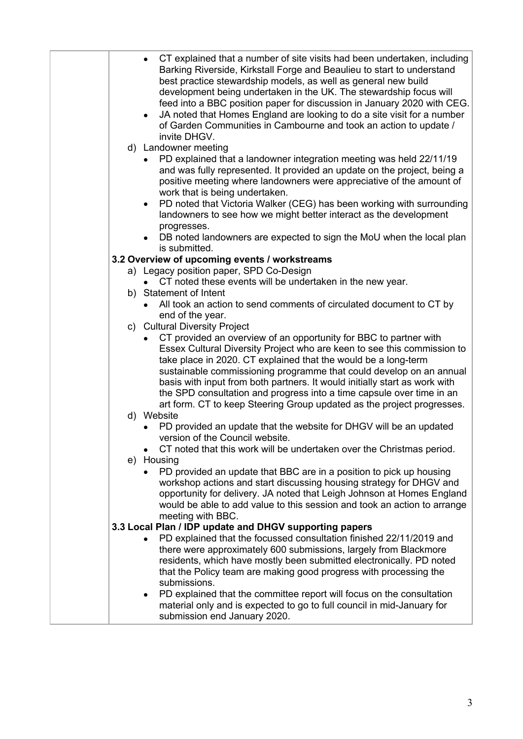- CT explained that a number of site visits had been undertaken, including Barking Riverside, Kirkstall Forge and Beaulieu to start to understand best practice stewardship models, as well as general new build development being undertaken in the UK. The stewardship focus will feed into a BBC position paper for discussion in January 2020 with CEG.
- JA noted that Homes England are looking to do a site visit for a number of Garden Communities in Cambourne and took an action to update / invite DHGV.

d) Landowner meeting

- PD explained that a landowner integration meeting was held 22/11/19 and was fully represented. It provided an update on the project, being a positive meeting where landowners were appreciative of the amount of work that is being undertaken.
- PD noted that Victoria Walker (CEG) has been working with surrounding landowners to see how we might better interact as the development progresses.
- DB noted landowners are expected to sign the MoU when the local plan is submitted.

**3.2 Overview of upcoming events / workstreams**

a) Legacy position paper, SPD Co-Design

- CT noted these events will be undertaken in the new year.

b) Statement of Intent

- All took an action to send comments of circulated document to CT by end of the year.

c) Cultural Diversity Project

- CT provided an overview of an opportunity for BBC to partner with Essex Cultural Diversity Project who are keen to see this commission to take place in 2020. CT explained that the would be a long-term sustainable commissioning programme that could develop on an annual basis with input from both partners. It would initially start as work with the SPD consultation and progress into a time capsule over time in an art form. CT to keep Steering Group updated as the project progresses.

d) Website

- PD provided an update that the website for DHGV will be an updated version of the Council website.
- CT noted that this work will be undertaken over the Christmas period.

e) Housing

- PD provided an update that BBC are in a position to pick up housing workshop actions and start discussing housing strategy for DHGV and opportunity for delivery. JA noted that Leigh Johnson at Homes England would be able to add value to this session and took an action to arrange meeting with BBC.

**3.3 Local Plan / IDP update and DHGV supporting papers**

- PD explained that the focussed consultation finished 22/11/2019 and there were approximately 600 submissions, largely from Blackmore residents, which have mostly been submitted electronically. PD noted that the Policy team are making good progress with processing the submissions.
- PD explained that the committee report will focus on the consultation material only and is expected to go to full council in mid-January for submission end January 2020.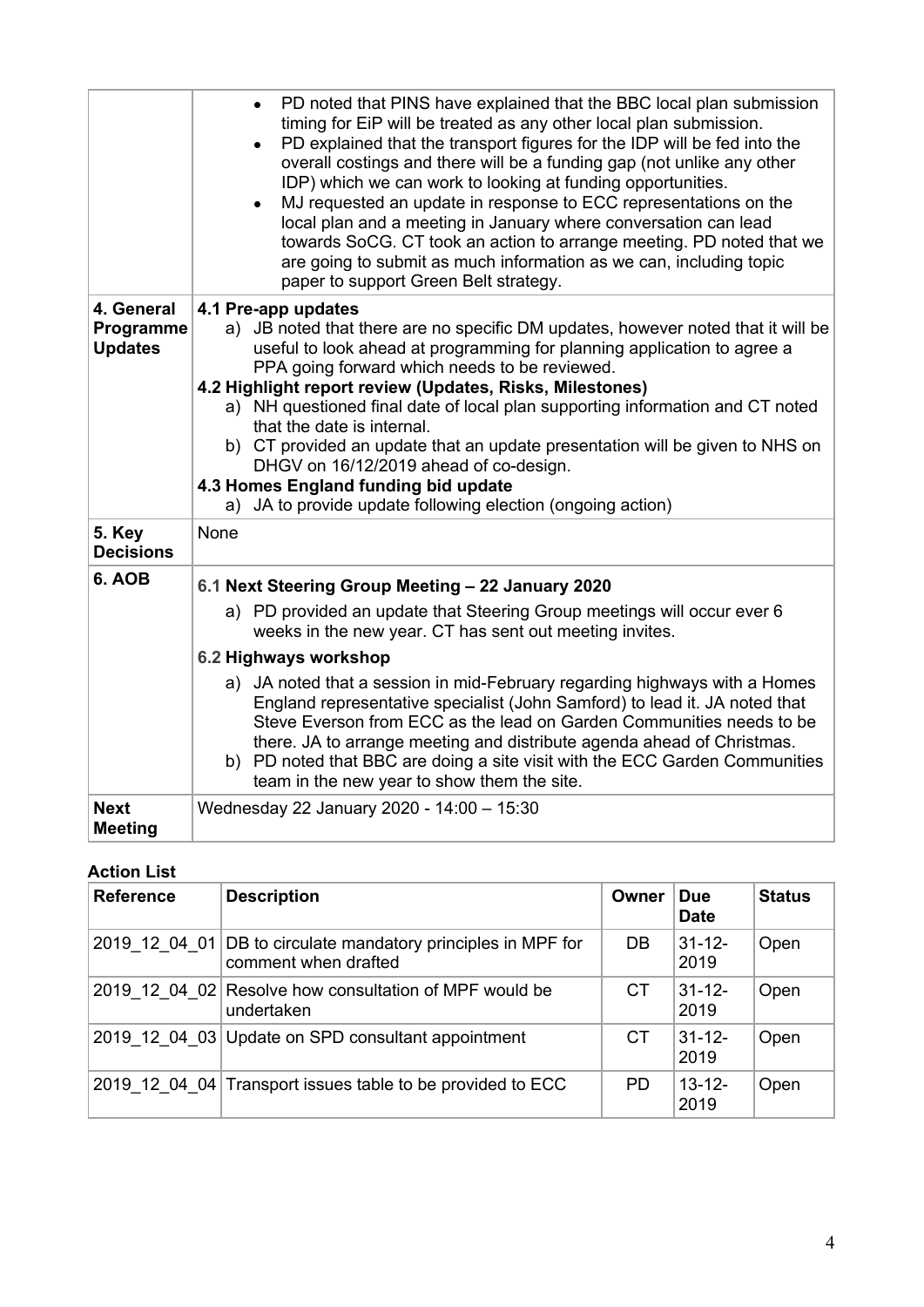| | |
|---|---|
| | • PD noted that PINS have explained that the BBC local plan submission timing for EiP will be treated as any other local plan submission.<br>• PD explained that the transport figures for the IDP will be fed into the overall costings and there will be a funding gap (not unlike any other IDP) which we can work to looking at funding opportunities.<br>• MJ requested an update in response to ECC representations on the local plan and a meeting in January where conversation can lead towards SoCG. CT took an action to arrange meeting. PD noted that we are going to submit as much information as we can, including topic paper to support Green Belt strategy. |
| **4. General Programme Updates** | **4.1 Pre-app updates**<br>a) JB noted that there are no specific DM updates, however noted that it will be useful to look ahead at programming for planning application to agree a PPA going forward which needs to be reviewed.<br>**4.2 Highlight report review (Updates, Risks, Milestones)**<br>a) NH questioned final date of local plan supporting information and CT noted that the date is internal.<br>b) CT provided an update that an update presentation will be given to NHS on DHGV on 16/12/2019 ahead of co-design.<br>**4.3 Homes England funding bid update**<br>a) JA to provide update following election (ongoing action) |
| **5. Key Decisions** | None |
| **6. AOB** | **6.1 Next Steering Group Meeting – 22 January 2020**<br>a) PD provided an update that Steering Group meetings will occur ever 6 weeks in the new year. CT has sent out meeting invites.<br>**6.2 Highways workshop**<br>a) JA noted that a session in mid-February regarding highways with a Homes England representative specialist (John Samford) to lead it. JA noted that Steve Everson from ECC as the lead on Garden Communities needs to be there. JA to arrange meeting and distribute agenda ahead of Christmas.<br>b) PD noted that BBC are doing a site visit with the ECC Garden Communities team in the new year to show them the site. |
| **Next Meeting** | Wednesday 22 January 2020 - 14:00 – 15:30 |

**Action List**

| Reference | Description | Owner | Due Date | Status |
|---|---|---|---|---|
| 2019_12_04_01 | DB to circulate mandatory principles in MPF for comment when drafted | DB | 31-12-2019 | Open |
| 2019_12_04_02 | Resolve how consultation of MPF would be undertaken | CT | 31-12-2019 | Open |
| 2019_12_04_03 | Update on SPD consultant appointment | CT | 31-12-2019 | Open |
| 2019_12_04_04 | Transport issues table to be provided to ECC | PD | 13-12-2019 | Open |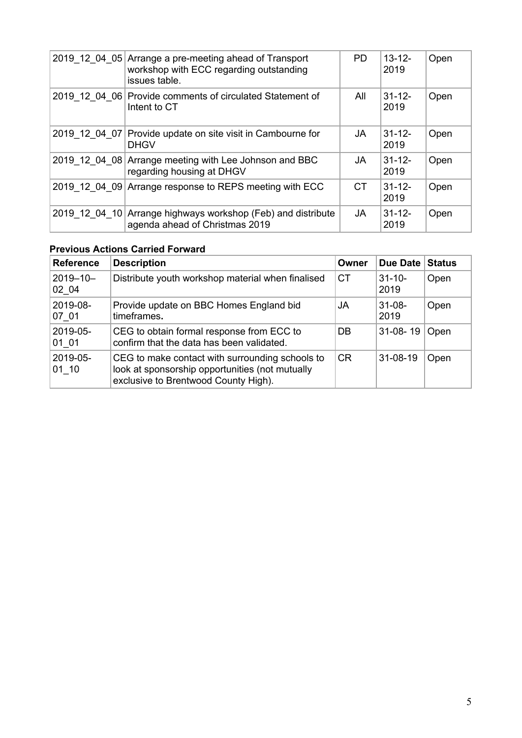| | | | | |
|---|---|---|---|---|
| 2019_12_04_05 | Arrange a pre-meeting ahead of Transport workshop with ECC regarding outstanding issues table. | PD | 13-12-2019 | Open |
| 2019_12_04_06 | Provide comments of circulated Statement of Intent to CT | All | 31-12-2019 | Open |
| 2019_12_04_07 | Provide update on site visit in Cambourne for DHGV | JA | 31-12-2019 | Open |
| 2019_12_04_08 | Arrange meeting with Lee Johnson and BBC regarding housing at DHGV | JA | 31-12-2019 | Open |
| 2019_12_04_09 | Arrange response to REPS meeting with ECC | CT | 31-12-2019 | Open |
| 2019_12_04_10 | Arrange highways workshop (Feb) and distribute agenda ahead of Christmas 2019 | JA | 31-12-2019 | Open |

**Previous Actions Carried Forward**

| Reference | Description | Owner | Due Date | Status |
|---|---|---|---|---|
| 2019–10–02_04 | Distribute youth workshop material when finalised | CT | 31-10-2019 | Open |
| 2019-08-07_01 | Provide update on BBC Homes England bid timeframes**.** | JA | 31-08-2019 | Open |
| 2019-05-01_01 | CEG to obtain formal response from ECC to confirm that the data has been validated. | DB | 31-08- 19 | Open |
| 2019-05-01_10 | CEG to make contact with surrounding schools to look at sponsorship opportunities (not mutually exclusive to Brentwood County High). | CR | 31-08-19 | Open |